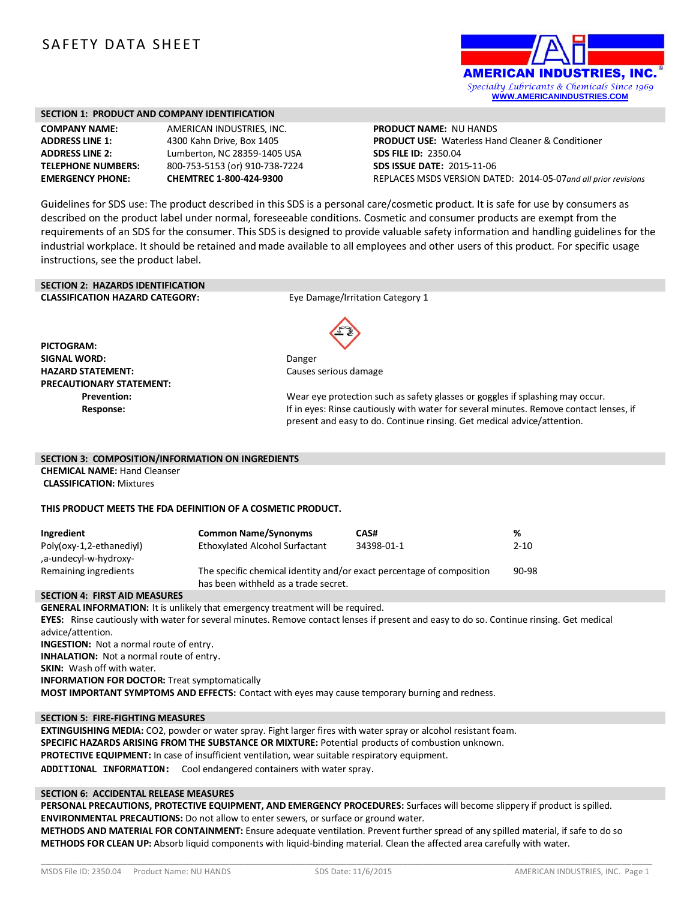# SAFETY DATA SHEET

AMERICAN INDUSTRIES, INC.®
Specialty Lubricants & Chemicals Since 1969
WWW.AMERICANINDUSTRIES.COM

## SECTION 1: PRODUCT AND COMPANY IDENTIFICATION

**COMPANY NAME:** AMERICAN INDUSTRIES, INC.
**ADDRESS LINE 1:** 4300 Kahn Drive, Box 1405
**ADDRESS LINE 2:** Lumberton, NC 28359-1405 USA
**TELEPHONE NUMBERS:** 800-753-5153 (or) 910-738-7224
**EMERGENCY PHONE:** **CHEMTREC 1-800-424-9300**

**PRODUCT NAME:** NU HANDS
**PRODUCT USE:** Waterless Hand Cleaner & Conditioner
**SDS FILE ID:** 2350.04
**SDS ISSUE DATE:** 2015-11-06
REPLACES MSDS VERSION DATED: 2014-05-07 *and all prior revisions*

Guidelines for SDS use: The product described in this SDS is a personal care/cosmetic product. It is safe for use by consumers as described on the product label under normal, foreseeable conditions. Cosmetic and consumer products are exempt from the requirements of an SDS for the consumer. This SDS is designed to provide valuable safety information and handling guidelines for the industrial workplace. It should be retained and made available to all employees and other users of this product. For specific usage instructions, see the product label.

## SECTION 2: HAZARDS IDENTIFICATION

**CLASSIFICATION HAZARD CATEGORY:** Eye Damage/Irritation Category 1

**PICTOGRAM:**
**SIGNAL WORD:** Danger
**HAZARD STATEMENT:** Causes serious damage
**PRECAUTIONARY STATEMENT:**
- **Prevention:** Wear eye protection such as safety glasses or goggles if splashing may occur.
- **Response:** If in eyes: Rinse cautiously with water for several minutes. Remove contact lenses, if present and easy to do. Continue rinsing. Get medical advice/attention.

## SECTION 3: COMPOSITION/INFORMATION ON INGREDIENTS

**CHEMICAL NAME:** Hand Cleanser
**CLASSIFICATION:** Mixtures

**THIS PRODUCT MEETS THE FDA DEFINITION OF A COSMETIC PRODUCT.**

| Ingredient | Common Name/Synonyms | CAS# | % |
|---|---|---|---|
| Poly(oxy-1,2-ethanediyl) ,a-undecyl-w-hydroxy- | Ethoxylated Alcohol Surfactant | 34398-01-1 | 2-10 |
| Remaining ingredients | The specific chemical identity and/or exact percentage of composition has been withheld as a trade secret. | | 90-98 |

## SECTION 4: FIRST AID MEASURES

**GENERAL INFORMATION:** It is unlikely that emergency treatment will be required.
**EYES:** Rinse cautiously with water for several minutes. Remove contact lenses if present and easy to do so. Continue rinsing. Get medical advice/attention.
**INGESTION:** Not a normal route of entry.
**INHALATION:** Not a normal route of entry.
**SKIN:** Wash off with water.
**INFORMATION FOR DOCTOR:** Treat symptomatically
**MOST IMPORTANT SYMPTOMS AND EFFECTS:** Contact with eyes may cause temporary burning and redness.

## SECTION 5: FIRE-FIGHTING MEASURES

**EXTINGUISHING MEDIA:** CO2, powder or water spray. Fight larger fires with water spray or alcohol resistant foam.
**SPECIFIC HAZARDS ARISING FROM THE SUBSTANCE OR MIXTURE:** Potential products of combustion unknown.
**PROTECTIVE EQUIPMENT:** In case of insufficient ventilation, wear suitable respiratory equipment.
**ADDITIONAL INFORMATION:** Cool endangered containers with water spray.

## SECTION 6: ACCIDENTAL RELEASE MEASURES

**PERSONAL PRECAUTIONS, PROTECTIVE EQUIPMENT, AND EMERGENCY PROCEDURES:** Surfaces will become slippery if product is spilled.
**ENVIRONMENTAL PRECAUTIONS:** Do not allow to enter sewers, or surface or ground water.
**METHODS AND MATERIAL FOR CONTAINMENT:** Ensure adequate ventilation. Prevent further spread of any spilled material, if safe to do so
**METHODS FOR CLEAN UP:** Absorb liquid components with liquid-binding material. Clean the affected area carefully with water.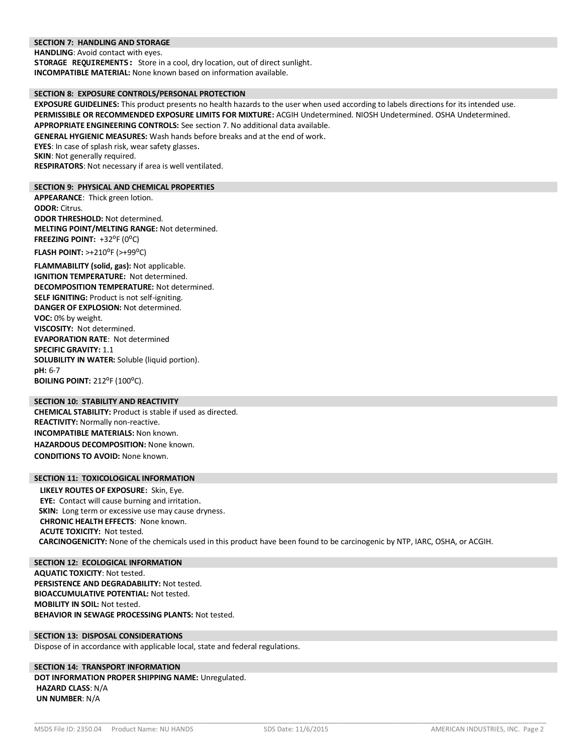## SECTION 7: HANDLING AND STORAGE

**HANDLING**: Avoid contact with eyes.
**STORAGE REQUIREMENTS:** Store in a cool, dry location, out of direct sunlight.
**INCOMPATIBLE MATERIAL:** None known based on information available.

## SECTION 8: EXPOSURE CONTROLS/PERSONAL PROTECTION

**EXPOSURE GUIDELINES:** This product presents no health hazards to the user when used according to labels directions for its intended use.
**PERMISSIBLE OR RECOMMENDED EXPOSURE LIMITS FOR MIXTURE:** ACGIH Undetermined. NIOSH Undetermined. OSHA Undetermined.
**APPROPRIATE ENGINEERING CONTROLS:** See section 7. No additional data available.
**GENERAL HYGIENIC MEASURES:** Wash hands before breaks and at the end of work.
**EYES**: In case of splash risk, wear safety glasses.
**SKIN**: Not generally required.
**RESPIRATORS**: Not necessary if area is well ventilated.

## SECTION 9: PHYSICAL AND CHEMICAL PROPERTIES

**APPEARANCE**: Thick green lotion.
**ODOR:** Citrus.
**ODOR THRESHOLD:** Not determined.
**MELTING POINT/MELTING RANGE:** Not determined.
**FREEZING POINT:** +32°F (0°C)
**FLASH POINT:** >+210°F (>+99°C)
**FLAMMABILITY (solid, gas):** Not applicable.
**IGNITION TEMPERATURE:** Not determined.
**DECOMPOSITION TEMPERATURE:** Not determined.
**SELF IGNITING:** Product is not self-igniting.
**DANGER OF EXPLOSION:** Not determined.
**VOC:** 0% by weight.
**VISCOSITY:** Not determined.
**EVAPORATION RATE**: Not determined
**SPECIFIC GRAVITY:** 1.1
**SOLUBILITY IN WATER:** Soluble (liquid portion).
**pH:** 6-7
**BOILING POINT:** 212°F (100°C).

## SECTION 10: STABILITY AND REACTIVITY

**CHEMICAL STABILITY:** Product is stable if used as directed.
**REACTIVITY:** Normally non-reactive.
**INCOMPATIBLE MATERIALS:** Non known.
**HAZARDOUS DECOMPOSITION:** None known.
**CONDITIONS TO AVOID:** None known.

## SECTION 11: TOXICOLOGICAL INFORMATION

**LIKELY ROUTES OF EXPOSURE:** Skin, Eye.
**EYE:** Contact will cause burning and irritation.
**SKIN:** Long term or excessive use may cause dryness.
**CHRONIC HEALTH EFFECTS**: None known.
**ACUTE TOXICITY:** Not tested.
**CARCINOGENICITY:** None of the chemicals used in this product have been found to be carcinogenic by NTP, IARC, OSHA, or ACGIH.

## SECTION 12: ECOLOGICAL INFORMATION

**AQUATIC TOXICITY**: Not tested.
**PERSISTENCE AND DEGRADABILITY:** Not tested.
**BIOACCUMULATIVE POTENTIAL:** Not tested.
**MOBILITY IN SOIL:** Not tested.
**BEHAVIOR IN SEWAGE PROCESSING PLANTS:** Not tested.

## SECTION 13: DISPOSAL CONSIDERATIONS

Dispose of in accordance with applicable local, state and federal regulations.

## SECTION 14: TRANSPORT INFORMATION

**DOT INFORMATION PROPER SHIPPING NAME:** Unregulated.
**HAZARD CLASS**: N/A
**UN NUMBER**: N/A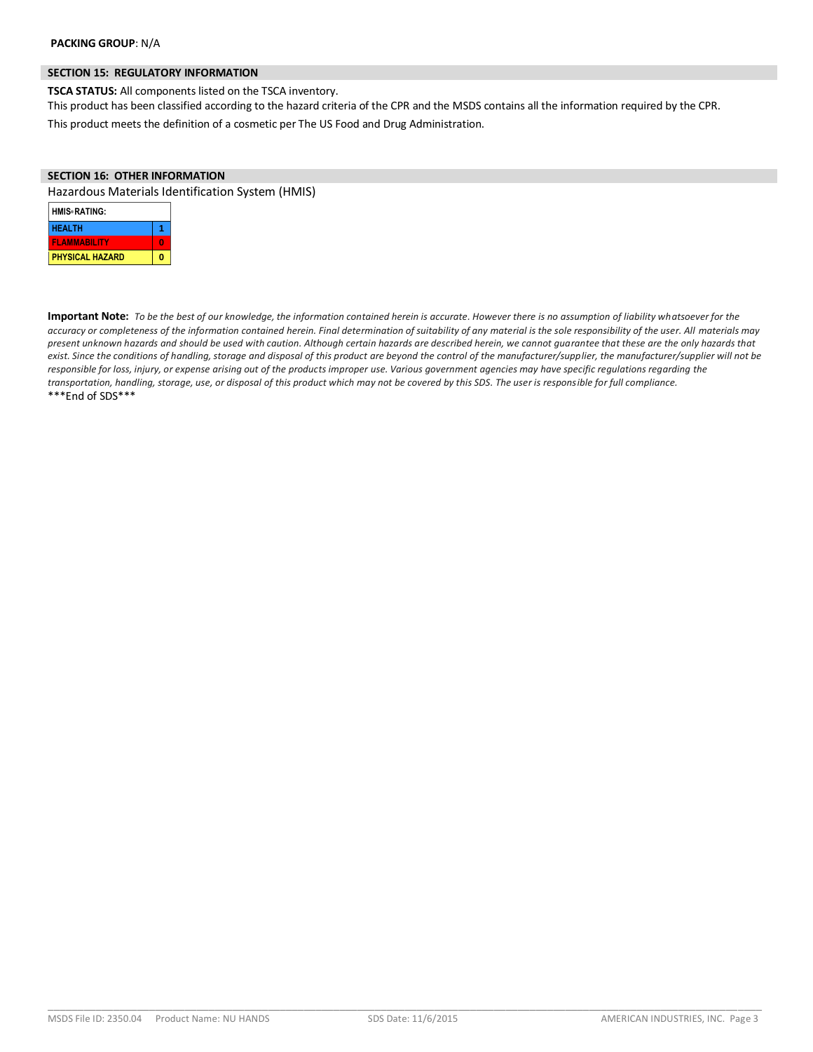**PACKING GROUP**: N/A

## SECTION 15: REGULATORY INFORMATION

**TSCA STATUS:** All components listed on the TSCA inventory.

This product has been classified according to the hazard criteria of the CPR and the MSDS contains all the information required by the CPR.

This product meets the definition of a cosmetic per The US Food and Drug Administration.

## SECTION 16: OTHER INFORMATION

Hazardous Materials Identification System (HMIS)

| HMIS® RATING: | |
|---|---|
| HEALTH | 1 |
| FLAMMABILITY | 0 |
| PHYSICAL HAZARD | 0 |

**Important Note:** *To be the best of our knowledge, the information contained herein is accurate. However there is no assumption of liability whatsoever for the accuracy or completeness of the information contained herein. Final determination of suitability of any material is the sole responsibility of the user. All materials may present unknown hazards and should be used with caution. Although certain hazards are described herein, we cannot guarantee that these are the only hazards that exist. Since the conditions of handling, storage and disposal of this product are beyond the control of the manufacturer/supplier, the manufacturer/supplier will not be responsible for loss, injury, or expense arising out of the products improper use. Various government agencies may have specific regulations regarding the transportation, handling, storage, use, or disposal of this product which may not be covered by this SDS. The user is responsible for full compliance.*

***End of SDS***